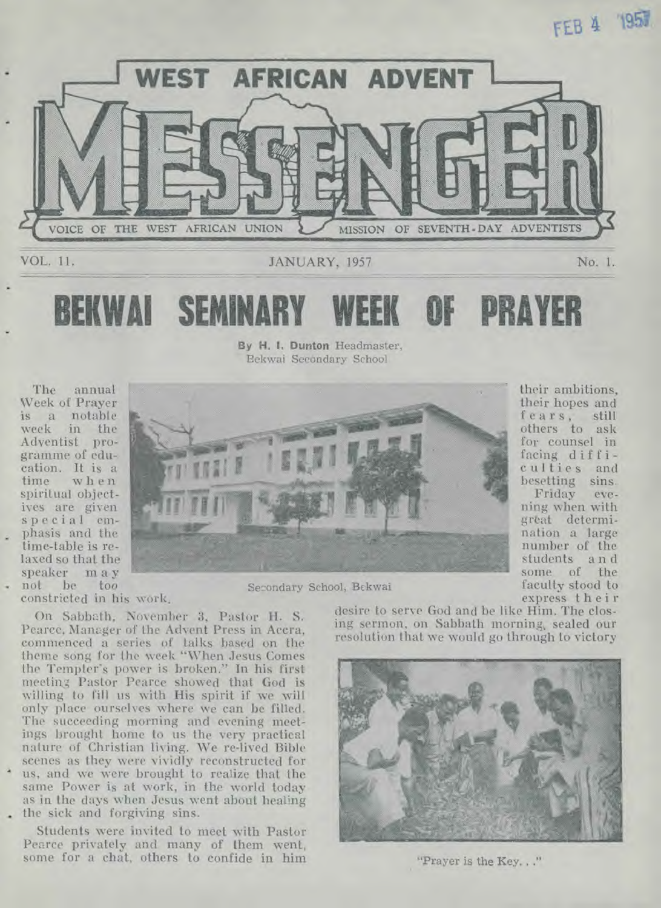FEB 4 1957

# WEST AFRICAN ADVENT MESSENGER

VOICE OF THE WEST AFRICAN UNION MISSION OF SEVENTH-DAY ADVENTISTS

VOL. 11. JANUARY, 1957 No. 1.

# BEKWAI SEMINARY WEEK OF PRAYER

**By H. I. Dunton** Headmaster, Bekwai Secondary School

The annual Week of Prayer is a notable week in the Adventist programme of education. It is a time when spiritual objectives are given special emphasis and the time-table is relaxed so that the speaker may not be too constricted in his work.

Secondary School, Bekwai

On Sabbath, November 3, Pastor H. S. Pearce, Manager of the Advent Press in Accra, commenced a series of talks based on the theme song for the week "When Jesus Comes the Tempter's power is broken." In his first meeting Pastor Pearce showed that God is willing to fill us with His spirit if we will only place ourselves where we can be filled. The succeeding morning and evening meetings brought home to us the very practical nature of Christian living. We re-lived Bible scenes as they were vividly reconstructed for us, and we were brought to realize that the same Power is at work, in the world today as in the days when Jesus went about healing the sick and forgiving sins.

Students were invited to meet with Pastor Pearce privately and many of them went, some for a chat, others to confide in him their ambitions, their hopes and fears, still others to ask for counsel in facing difficulties and besetting sins.

Friday evening when with great determination a large number of the students and some of the faculty stood to express their desire to serve God and be like Him. The closing sermon, on Sabbath morning, sealed our resolution that we would go through to victory

"Prayer is the Key. . ."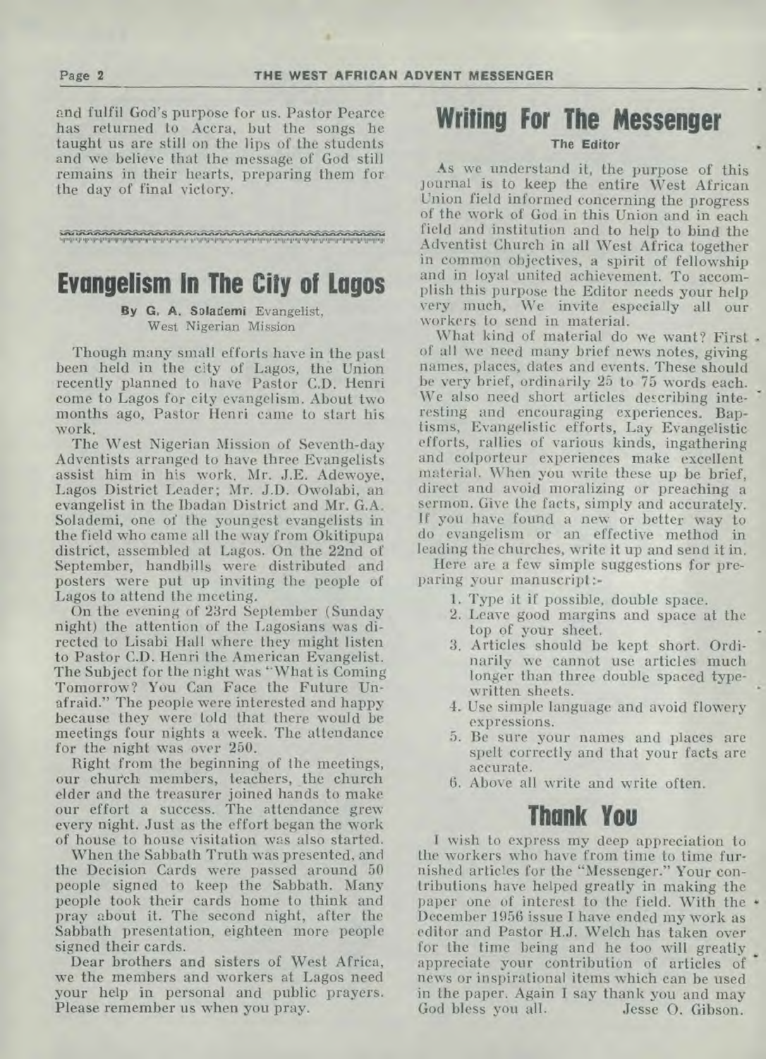and fulfil God's purpose for us. Pastor Pearce has returned to Accra, but the songs he taught us are still on the lips of the students and we believe that the message of God still remains in their hearts, preparing them for the day of final victory.

## Evangelism In The City of Lagos

**By G. A. Solademi** Evangelist, West Nigerian Mission

Though many small efforts have in the past been held in the city of Lagos, the Union recently planned to have Pastor C.D. Henri come to Lagos for city evangelism. About two months ago, Pastor Henri came to start his work.

The West Nigerian Mission of Seventh-day Adventists arranged to have three Evangelists assist him in his work. Mr. J.E. Adewoye, Lagos District Leader; Mr. J.D. Owolabi, an evangelist in the Ibadan District and Mr. G.A. Solademi, one of the youngest evangelists in the field who came all the way from Okitipupa district, assembled at Lagos. On the 22nd of September, handbills were distributed and posters were put up inviting the people of Lagos to attend the meeting.

On the evening of 23rd September (Sunday night) the attention of the Lagosians was directed to Lisabi Hall where they might listen to Pastor C.D. Henri the American Evangelist. The Subject for the night was "What is Coming Tomorrow? You Can Face the Future Unafraid." The people were interested and happy because they were told that there would be meetings four nights a week. The attendance for the night was over 250.

Right from the beginning of the meetings, our church members, teachers, the church elder and the treasurer joined hands to make our effort a success. The attendance grew every night. Just as the effort began the work of house to house visitation was also started.

When the Sabbath Truth was presented, and the Decision Cards were passed around 50 people signed to keep the Sabbath. Many people took their cards home to think and pray about it. The second night, after the Sabbath presentation, eighteen more people signed their cards.

Dear brothers and sisters of West Africa, we the members and workers at Lagos need your help in personal and public prayers. Please remember us when you pray.

## Writing For The Messenger

**The Editor**

As we understand it, the purpose of this journal is to keep the entire West African Union field informed concerning the progress of the work of God in this Union and in each field and institution and to help to bind the Adventist Church in all West Africa together in common objectives, a spirit of fellowship and in loyal united achievement. To accomplish this purpose the Editor needs your help very much. We invite especially all our workers to send in material.

What kind of material do we want? First of all we need many brief news notes, giving names, places, dates and events. These should be very brief, ordinarily 25 to 75 words each. We also need short articles describing interesting and encouraging experiences. Baptisms, Evangelistic efforts, Lay Evangelistic efforts, rallies of various kinds, ingathering and colporteur experiences make excellent material. When you write these up be brief, direct and avoid moralizing or preaching a sermon. Give the facts, simply and accurately. If you have found a new or better way to do evangelism or an effective method in leading the churches, write it up and send it in.

Here are a few simple suggestions for preparing your manuscript:-

1. Type it if possible, double space.
2. Leave good margins and space at the top of your sheet.
3. Articles should be kept short. Ordinarily we cannot use articles much longer than three double spaced typewritten sheets.
4. Use simple language and avoid flowery expressions.
5. Be sure your names and places are spelt correctly and that your facts are accurate.
6. Above all write and write often.

## Thank You

I wish to express my deep appreciation to the workers who have from time to time furnished articles for the "Messenger." Your contributions have helped greatly in making the paper one of interest to the field. With the December 1956 issue I have ended my work as editor and Pastor H.J. Welch has taken over for the time being and he too will greatly appreciate your contribution of articles of news or inspirational items which can be used in the paper. Again I say thank you and may God bless you all. Jesse O. Gibson.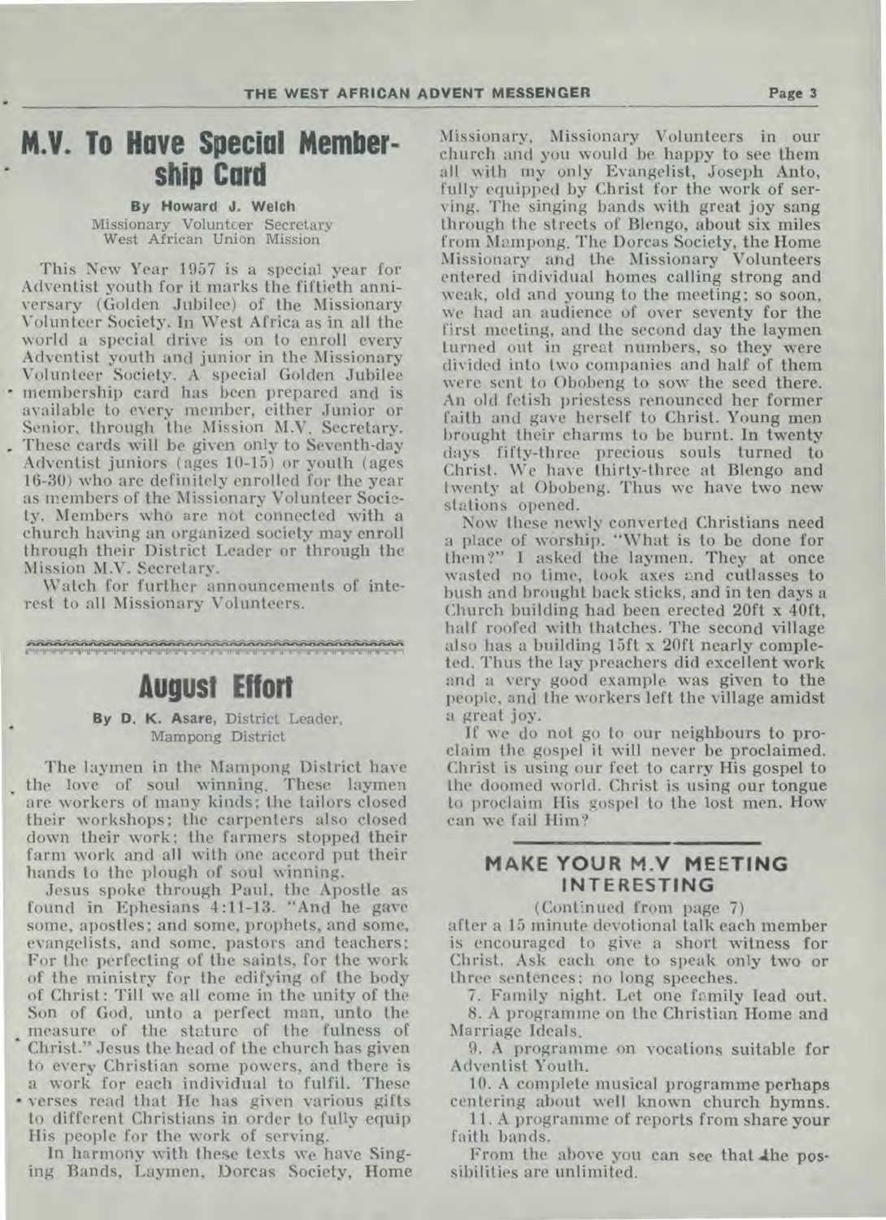# M.V. To Have Special Membership Card

**By Howard J. Welch**
Missionary Volunteer Secretary
West African Union Mission

This New Year 1957 is a special year for Adventist youth for it marks the fiftieth anniversary (Golden Jubilee) of the Missionary Volunteer Society. In West Africa as in all the world a special drive is on to enroll every Adventist youth and junior in the Missionary Volunteer Society. A special Golden Jubilee membership card has been prepared and is available to every member, either Junior or Senior, through the Mission M.V. Secretary. These cards will be given only to Seventh-day Adventist juniors (ages 10-15) or youth (ages 16-30) who are definitely enrolled for the year as members of the Missionary Volunteer Society. Members who are not connected with a church having an organized society may enroll through their District Leader or through the Mission M.V. Secretary.

Watch for further announcements of interest to all Missionary Volunteers.

# August Effort

**By D. K. Asare,** District Leader, Mampong District

The laymen in the Mampong District have the love of soul winning. These laymen are workers of many kinds; the tailors closed their workshops; the carpenters also closed down their work; the farmers stopped their farm work and all with one accord put their hands to the plough of soul winning.

Jesus spoke through Paul, the Apostle as found in Ephesians 4:11-13. "And he gave some, apostles; and some, prophets, and some, evangelists, and some, pastors and teachers; For the perfecting of the saints, for the work of the ministry for the edifying of the body of Christ: Till we all come in the unity of the Son of God, unto a perfect man, unto the measure of the stature of the fulness of Christ." Jesus the head of the church has given to every Christian some powers, and there is a work for each individual to fulfil. These verses read that He has given various gifts to different Christians in order to fully equip His people for the work of serving.

In harmony with these texts we have Singing Bands, Laymen, Dorcas Society, Home Missionary, Missionary Volunteers in our church and you would be happy to see them all with my only Evangelist, Joseph Anto, fully equipped by Christ for the work of serving. The singing bands with great joy sang through the streets of Blengo, about six miles from Mampong. The Dorcas Society, the Home Missionary and the Missionary Volunteers entered individual homes calling strong and weak, old and young to the meeting; so soon, we had an audience of over seventy for the first meeting, and the second day the laymen turned out in great numbers, so they were divided into two companies and half of them were sent to Obobeng to sow the seed there. An old fetish priestess renounced her former faith and gave herself to Christ. Young men brought their charms to be burnt. In twenty days fifty-three precious souls turned to Christ. We have thirty-three at Blengo and twenty at Obobeng. Thus we have two new stations opened.

Now these newly converted Christians need a place of worship. "What is to be done for them?" I asked the laymen. They at once wasted no time, took axes and cutlasses to bush and brought back sticks, and in ten days a Church building had been erected 20ft x 40ft, half roofed with thatches. The second village also has a building 15ft x 20ft nearly completed. Thus the lay preachers did excellent work and a very good example was given to the people, and the workers left the village amidst a great joy.

If we do not go to our neighbours to proclaim the gospel it will never be proclaimed. Christ is using our feet to carry His gospel to the doomed world. Christ is using our tongue to proclaim His gospel to the lost men. How can we fail Him?

## MAKE YOUR M.V MEETING INTERESTING

(Continued from page 7)

after a 15 minute devotional talk each member is encouraged to give a short witness for Christ. Ask each one to speak only two or three sentences; no long speeches.

7. Family night. Let one family lead out.
8. A programme on the Christian Home and Marriage Ideals.
9. A programme on vocations suitable for Adventist Youth.
10. A complete musical programme perhaps centering about well known church hymns.
11. A programme of reports from share your faith bands.

From the above you can see that the possibilities are unlimited.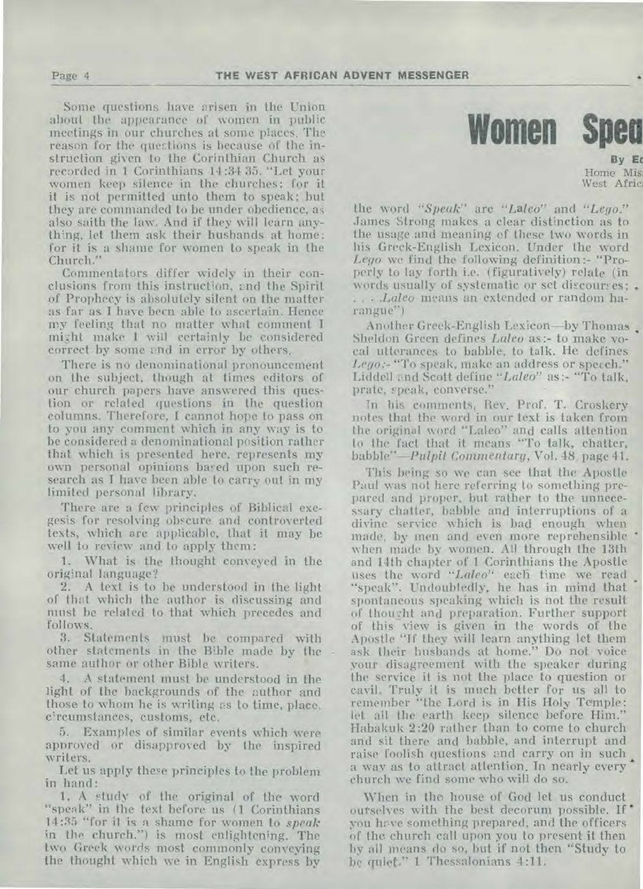# Women Spea

By Ed
Home Mis
West Afric

Some questions have arisen in the Union about the appearance of women in public meetings in our churches at some places. The reason for the questions is because of the instruction given to the Corinthian Church as recorded in 1 Corinthians 14:34 35. "Let your women keep silence in the churches: for it it is not permitted unto them to speak; but they are commanded to be under obedience, as also saith the law. And if they will learn anything, let them ask their husbands at home: for it is a shame for women to speak in the Church."

Commentators differ widely in their conclusions from this instruction, and the Spirit of Prophecy is absolutely silent on the matter as far as I have been able to ascertain. Hence my feeling that no matter what comment I might make I will certainly be considered correct by some and in error by others.

There is no denominational pronouncement on the subject, though at times editors of our church papers have answered this question or related questions in the question columns. Therefore, I cannot hope to pass on to you any comment which in any way is to be considered a denominational position rather that which is presented here, represents my own personal opinions based upon such research as I have been able to carry out in my limited personal library.

There are a few principles of Biblical exegesis for resolving obscure and controverted texts, which are applicable, that it may be well to review and to apply them:

1. What is the thought conveyed in the original language?
2. A text is to be understood in the light of that which the author is discussing and must be related to that which precedes and follows.
3. Statements must be compared with other statements in the Bible made by the same author or other Bible writers.
4. A statement must be understood in the light of the backgrounds of the author and those to whom he is writing as to time, place, circumstances, customs, etc.
5. Examples of similar events which were approved or disapproved by the inspired writers.

Let us apply these principles to the problem in hand:

1. A study of the original of the word "speak" in the text before us (1 Corinthians 14:35 "for it is a shame for women to *speak* in the church.") is most enlightening. The two Greek words most commonly conveying the thought which we in English express by the word *"Speak"* are *"Laleo"* and *"Lego."* James Strong makes a clear distinction as to the usage and meaning of these two words in his Greek-English Lexicon. Under the word *Lego* we find the following definition:- "Properly to lay forth i.e. (figuratively) relate (in words usually of systematic or set discourses; . . . *Laleo* means an extended or random harangue")

Another Greek-English Lexicon—by Thomas Sheldon Green defines *Laleo* as:- to make vocal utterances to babble, to talk. He defines *Lego*:- "To speak, make an address or speech." Liddell and Scott define *"Laleo"* as:- "To talk, prate, speak, converse."

In his comments, Rev. Prof. T. Croskery notes that the word in our text is taken from the original word "Laleo" and calls attention to the fact that it means "To talk, chatter, babble"—*Pulpit Commentary*, Vol. 48, page 41.

This being so we can see that the Apostle Paul was not here referring to something prepared and proper, but rather to the unnecessary chatter, babble and interruptions of a divine service which is bad enough when made, by men and even more reprehensible when made by women. All through the 13th and 14th chapter of 1 Corinthians the Apostle uses the word *"Laleo"* each time we read "speak". Undoubtedly, he has in mind that spontaneous speaking which is not the result of thought and preparation. Further support of this view is given in the words of the Apostle "If they will learn anything let them ask their husbands at home." Do not voice your disagreement with the speaker during the service it is not the place to question or cavil. Truly it is much better for us all to remember "the Lord is in His Holy Temple: let all the earth keep silence before Him." Habakuk 2:20 rather than to come to church and sit there and babble, and interrupt and raise foolish questions and carry on in such a way as to attract attention. In nearly every church we find some who will do so.

When in the house of God let us conduct ourselves with the best decorum possible. If you have something prepared, and the officers of the church call upon you to present it then by all means do so, but if not then "Study to be quiet." 1 Thessalonians 4:11.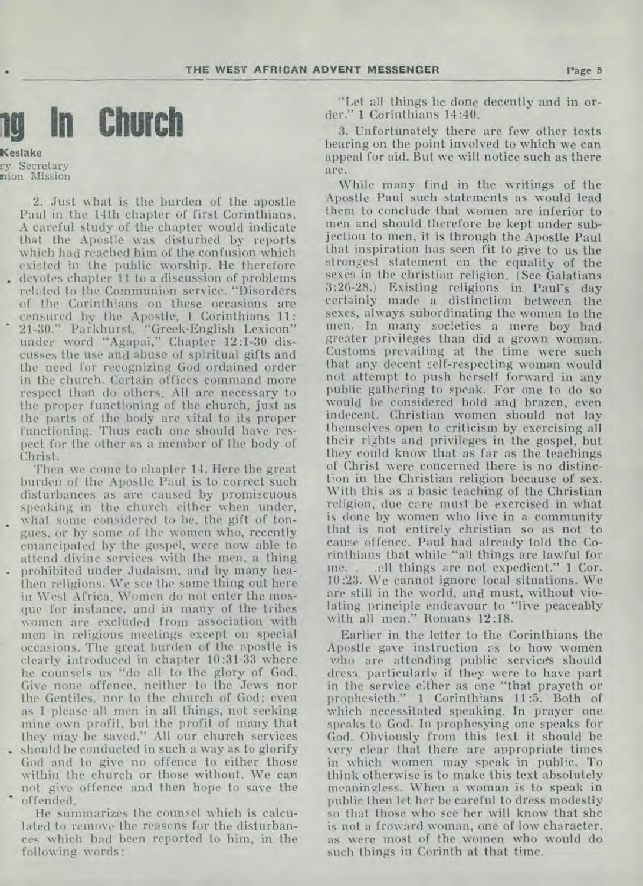# ng In Church

**Keslake**
ry Secretary
nion Mission

2. Just what is the burden of the apostle Paul in the 14th chapter of first Corinthians. A careful study of the chapter would indicate that the Apostle was disturbed by reports which had reached him of the confusion which existed in the public worship. He therefore devotes chapter 11 to a discussion of problems related to the Communion service. "Disorders of the Corinthians on these occasions are censured by the Apostle, 1 Corinthians 11: 21-30." Parkhurst, "Greek-English Lexicon" under word "Agapai," Chapter 12:1-30 discusses the use and abuse of spiritual gifts and the need for recognizing God ordained order in the church. Certain offices command more respect than do others. All are necessary to the proper functioning of the church, just as the parts of the body are vital to its proper functioning. Thus each one should have respect for the other as a member of the body of Christ.

Then we come to chapter 14. Here the great burden of the Apostle Paul is to correct such disturbances as are caused by promiscuous speaking in the church either when under, what some considered to be, the gift of tongues, or by some of the women who, recently emancipated by the gospel, were now able to attend divine services with the men, a thing prohibited under Judaism, and by many heathen religions. We see the same thing out here in West Africa. Women do not enter the mosque for instance, and in many of the tribes women are excluded from association with men in religious meetings except on special occasions. The great burden of the apostle is clearly introduced in chapter 10:31-33 where he counsels us "do all to the glory of God. Give none offence, neither to the Jews nor the Gentiles, nor to the church of God; even as I please all men in all things, not seeking mine own profit, but the profit of many that they may be saved." All our church services should be conducted in such a way as to glorify God and to give no offence to either those within the church or those without. We can not give offence and then hope to save the offended.

He summarizes the counsel which is calculated to remove the reasons for the disturbances which had been reported to him, in the following words:

"Let all things be done decently and in order." 1 Corinthians 14:40.

3. Unfortunately there are few other texts bearing on the point involved to which we can appeal for aid. But we will notice such as there are.

While many find in the writings of the Apostle Paul such statements as would lead them to conclude that women are inferior to men and should therefore be kept under subjection to men, it is through the Apostle Paul that inspiration has seen fit to give to us the strongest statement on the equality of the sexes in the christian religion. (See Galatians 3:26-28.) Existing religions in Paul's day certainly made a distinction between the sexes, always subordinating the women to the men. In many societies a mere boy had greater privileges than did a grown woman. Customs prevailing at the time were such that any decent self-respecting woman would not attempt to push herself forward in any public gathering to speak. For one to do so would be considered bold and brazen, even indecent. Christian women should not lay themselves open to criticism by exercising all their rights and privileges in the gospel, but they could know that as far as the teachings of Christ were concerned there is no distinction in the Christian religion because of sex. With this as a basic teaching of the Christian religion, due care must be exercised in what is done by women who live in a community that is not entirely christian so as not to cause offence. Paul had already told the Corinthians that while "all things are lawful for me. . .all things are not expedient." 1 Cor. 10:23. We cannot ignore local situations. We are still in the world, and must, without violating principle endeavour to "live peaceably with all men." Romans 12:18.

Earlier in the letter to the Corinthians the Apostle gave instruction as to how women who are attending public services should dress, particularly if they were to have part in the service either as one "that prayeth or prophesieth." 1 Corinthians 11:5. Both of which necessitated speaking. In prayer one speaks to God. In prophesying one speaks for God. Obviously from this text it should be very clear that there are appropriate times in which women may speak in public. To think otherwise is to make this text absolutely meaningless. When a woman is to speak in public then let her be careful to dress modestly so that those who see her will know that she is not a froward woman, one of low character, as were most of the women who would do such things in Corinth at that time.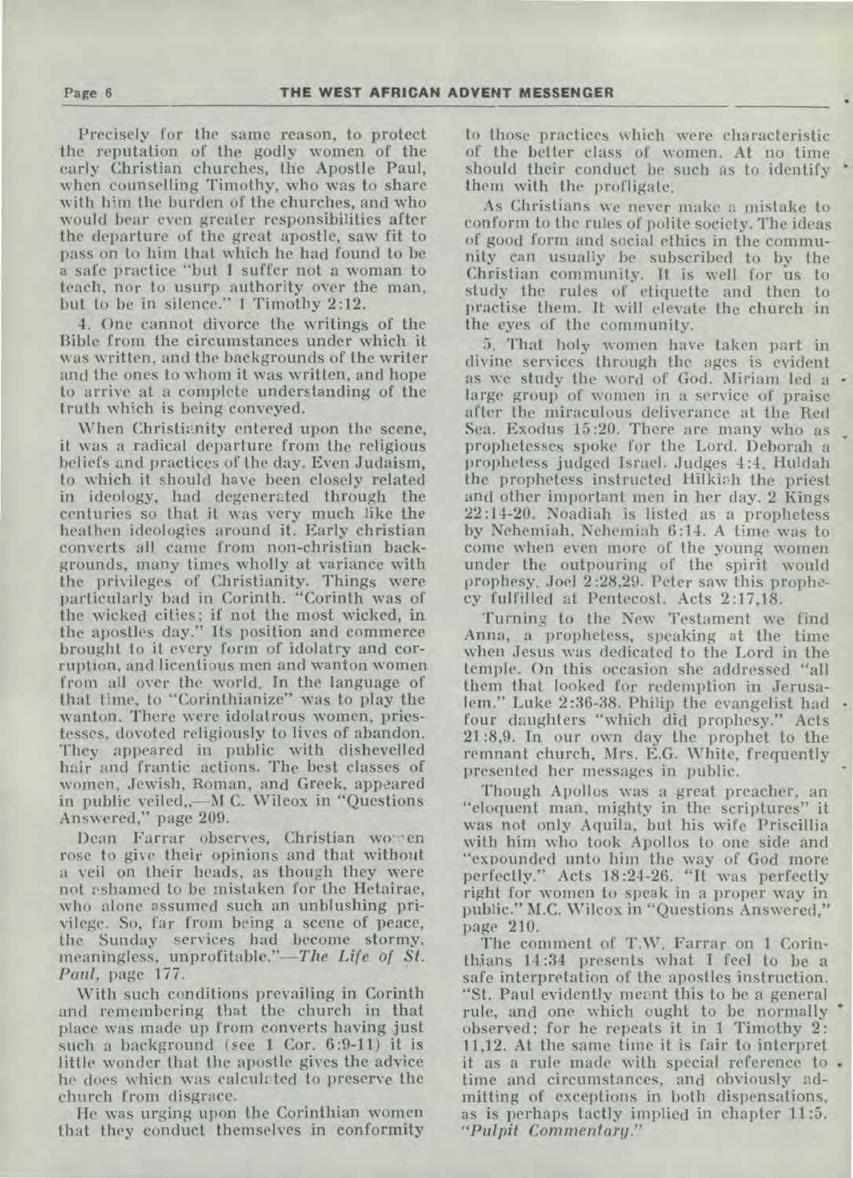Precisely for the same reason, to protect the reputation of the godly women of the early Christian churches, the Apostle Paul, when counselling Timothy, who was to share with him the burden of the churches, and who would bear even greater responsibilities after the departure of the great apostle, saw fit to pass on to him that which he had found to be a safe practice "but I suffer not a woman to teach, nor to usurp authority over the man, but to be in silence." 1 Timothy 2:12.

4. One cannot divorce the writings of the Bible from the circumstances under which it was written, and the backgrounds of the writer and the ones to whom it was written, and hope to arrive at a complete understanding of the truth which is being conveyed.

When Christianity entered upon the scene, it was a radical departure from the religious beliefs and practices of the day. Even Judaism, to which it should have been closely related in ideology, had degenerated through the centuries so that it was very much like the heathen ideologies around it. Early christian converts all came from non-christian backgrounds, many times wholly at variance with the privileges of Christianity. Things were particularly bad in Corinth. "Corinth was of the wicked cities; if not the most wicked, in the apostles day." Its position and commerce brought to it every form of idolatry and corruption, and licentious men and wanton women from all over the world. In the language of that time, to "Corinthianize" was to play the wanton. There were idolatrous women, priestesses, dovoted religiously to lives of abandon. They appeared in public with dishevelled hair and frantic actions. The best classes of women, Jewish, Roman, and Greek, appeared in public veiled,—M C. Wilcox in "Questions Answered," page 209.

Dean Farrar observes, Christian women rose to give their opinions and that without a veil on their heads, as though they were not ashamed to be mistaken for the Hetairae, who alone assumed such an unblushing privilege. So, far from being a scene of peace, the Sunday services had become stormy, meaningless, unprofitable."—*The Life of St. Paul*, page 177.

With such conditions prevailing in Corinth and remembering that the church in that place was made up from converts having just such a background (see 1 Cor. 6:9-11) it is little wonder that the apostle gives the advice he does which was calculated to preserve the church from disgrace.

He was urging upon the Corinthian women that they conduct themselves in conformity to those practices which were characteristic of the better class of women. At no time should their conduct be such as to identify them with the profligate.

As Christians we never make a mistake to conform to the rules of polite society. The ideas of good form and social ethics in the community can usually be subscribed to by the Christian community. It is well for us to study the rules of etiquette and then to practise them. It will elevate the church in the eyes of the community.

5. That holy women have taken part in divine services through the ages is evident as we study the word of God. Miriam led a large group of women in a service of praise after the miraculous deliverance at the Red Sea. Exodus 15:20. There are many who as prophetesses spoke for the Lord. Deborah a prophetess judged Israel. Judges 4:4. Huldah the prophetess instructed Hilkiah the priest and other important men in her day. 2 Kings 22:14-20. Noadiah is listed as a prophetess by Nehemiah. Nehemiah 6:14. A time was to come when even more of the young women under the outpouring of the spirit would prophesy. Joel 2:28,29. Peter saw this prophecy fulfilled at Pentecost. Acts 2:17,18.

Turning to the New Testament we find Anna, a prophetess, speaking at the time when Jesus was dedicated to the Lord in the temple. On this occasion she addressed "all them that looked for redemption in Jerusalem." Luke 2:36-38. Philip the evangelist had four daughters "which did prophesy." Acts 21:8,9. In our own day the prophet to the remnant church, Mrs. E.G. White, frequently presented her messages in public.

Though Apollos was a great preacher, an "eloquent man, mighty in the scriptures" it was not only Aquila, but his wife Priscillia with him who took Apollos to one side and "expounded unto him the way of God more perfectly." Acts 18:24-26. "It was perfectly right for women to speak in a proper way in public." M.C. Wilcox in "Questions Answered," page 210.

The comment of T.W. Farrar on 1 Corinthians 14:34 presents what I feel to be a safe interpretation of the apostles instruction. "St. Paul evidently meant this to be a general rule, and one which ought to be normally observed; for he repeats it in 1 Timothy 2: 11,12. At the same time it is fair to interpret it as a rule made with special reference to time and circumstances, and obviously admitting of exceptions in both dispensations, as is perhaps tactly implied in chapter 11:5. *"Pulpit Commentary."*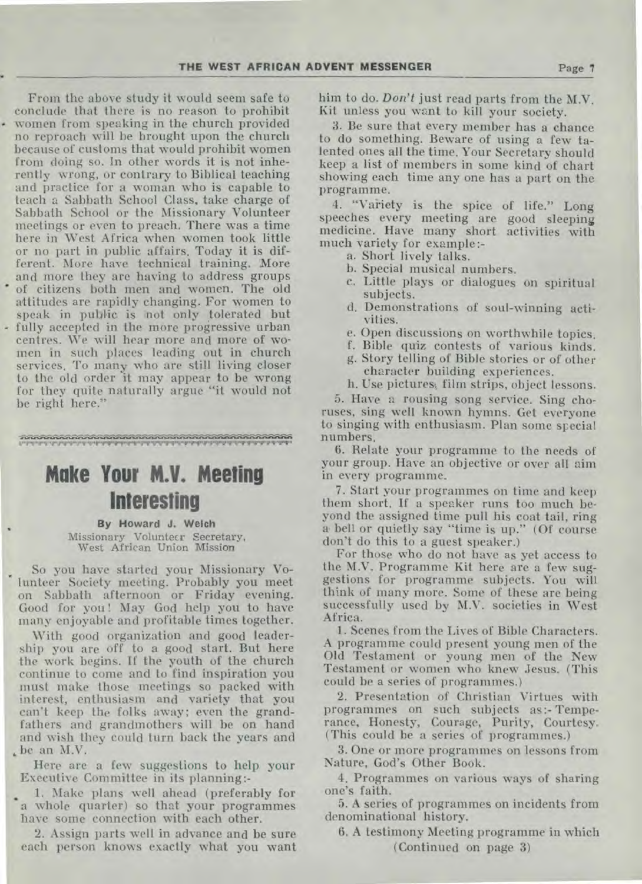From the above study it would seem safe to conclude that there is no reason to prohibit women from speaking in the church provided no reproach will be brought upon the church because of customs that would prohibit women from doing so. In other words it is not inherently wrong, or contrary to Biblical teaching and practice for a woman who is capable to teach a Sabbath School Class, take charge of Sabbath School or the Missionary Volunteer meetings or even to preach. There was a time here in West Africa when women took little or no part in public affairs. Today it is different. More have technical training. More and more they are having to address groups of citizens both men and women. The old attitudes are rapidly changing. For women to speak in public is not only tolerated but fully accepted in the more progressive urban centres. We will hear more and more of women in such places leading out in church services. To many who are still living closer to the old order it may appear to be wrong for they quite naturally argue "it would not be right here."

# Make Your M.V. Meeting Interesting

**By Howard J. Welch**
Missionary Volunteer Secretary,
West African Union Mission

So you have started your Missionary Volunteer Society meeting. Probably you meet on Sabbath afternoon or Friday evening. Good for you! May God help you to have many enjoyable and profitable times together.

With good organization and good leadership you are off to a good start. But here the work begins. If the youth of the church continue to come and to find inspiration you must make those meetings so packed with interest, enthusiasm and variety that you can't keep the folks away; even the grandfathers and grandmothers will be on hand and wish they could turn back the years and be an M.V.

Here are a few suggestions to help your Executive Committee in its planning:-

1. Make plans well ahead (preferably for a whole quarter) so that your programmes have some connection with each other.

2. Assign parts well in advance and be sure each person knows exactly what you want him to do. *Don't* just read parts from the M.V. Kit unless you want to kill your society.

3. Be sure that every member has a chance to do something. Beware of using a few talented ones all the time. Your Secretary should keep a list of members in some kind of chart showing each time any one has a part on the programme.

4. "Variety is the spice of life." Long speeches every meeting are good sleeping medicine. Have many short activities with much variety for example:-
   a. Short lively talks.
   b. Special musical numbers.
   c. Little plays or dialogues on spiritual subjects.
   d. Demonstrations of soul-winning activities.
   e. Open discussions on worthwhile topics.
   f. Bible quiz contests of various kinds.
   g. Story telling of Bible stories or of other character building experiences.
   h. Use pictures, film strips, object lessons.

5. Have a rousing song service. Sing choruses, sing well known hymns. Get everyone to singing with enthusiasm. Plan some special numbers.

6. Relate your programme to the needs of your group. Have an objective or over all aim in every programme.

7. Start your programmes on time and keep them short. If a speaker runs too much beyond the assigned time pull his coat tail, ring a bell or quietly say "time is up." (Of course don't do this to a guest speaker.)

For those who do not have as yet access to the M.V. Programme Kit here are a few suggestions for programme subjects. You will think of many more. Some of these are being successfully used by M.V. societies in West Africa.

1. Scenes from the Lives of Bible Characters. A programme could present young men of the Old Testament or young men of the New Testament or women who knew Jesus. (This could be a series of programmes.)

2. Presentation of Christian Virtues with programmes on such subjects as:- Temperance, Honesty, Courage, Purity, Courtesy. (This could be a series of programmes.)

3. One or more programmes on lessons from Nature, God's Other Book.

4. Programmes on various ways of sharing one's faith.

5. A series of programmes on incidents from denominational history.

6. A testimony Meeting programme in which

(Continued on page 3)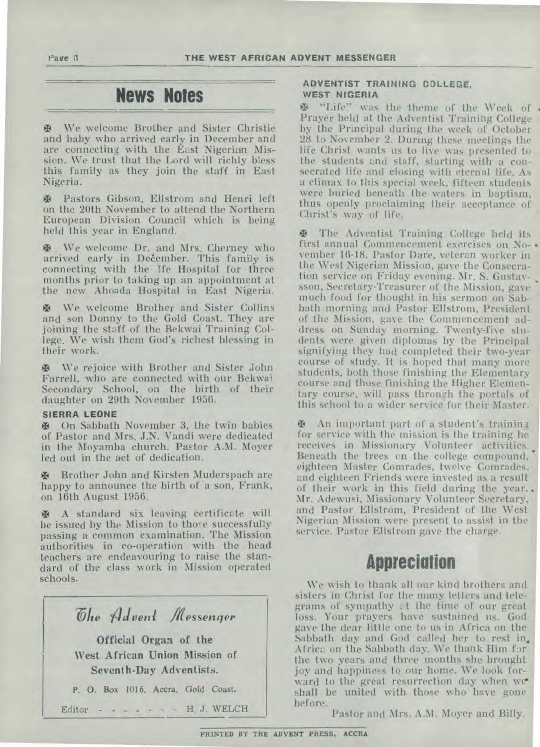## News Notes

✠ We welcome Brother and Sister Christie and baby who arrived early in December and are connecting with the East Nigerian Mission. We trust that the Lord will richly bless this family as they join the staff in East Nigeria.

✠ Pastors Gibson, Ellstrom and Henri left on the 20th November to attend the Northern European Division Council which is being held this year in England.

✠ We welcome Dr. and Mrs. Cherney who arrived early in December. This family is connecting with the Ife Hospital for three months prior to taking up an appointment at the new Ahoada Hospital in East Nigeria.

✠ We welcome Brother and Sister Collins and son Donny to the Gold Coast. They are joining the staff of the Bekwai Training College. We wish them God's richest blessing in their work.

✠ We rejoice with Brother and Sister John Farrell, who are connected with our Bekwai Secondary School, on the birth of their daughter on 29th November 1956.

### SIERRA LEONE

✠ On Sabbath November 3, the twin babies of Pastor and Mrs. J.N. Vandi were dedicated in the Moyamba church. Pastor A.M. Moyer led out in the act of dedication.

✠ Brother John and Kirsten Muderspach are happy to announce the birth of a son, Frank, on 16th August 1956.

✠ A standard six leaving certificate will be issued by the Mission to those successfully passing a common examination. The Mission authorities in co-operation with the head teachers are endeavouring to raise the standard of the class work in Mission operated schools.

*The Advent Messenger*

**Official Organ of the West African Union Mission of Seventh-Day Adventists.**

P. O. Box 1016, Accra, Gold Coast.

Editor - - - - - - - H. J. WELCH

### ADVENTIST TRAINING COLLEGE, WEST NIGERIA

✠ "Life" was the theme of the Week of Prayer held at the Adventist Training College by the Principal during the week of October 28 to November 2. During these meetings the life Christ wants us to live was presented to the students and staff, starting with a consecrated life and closing with eternal life. As a climax to this special week, fifteen students were buried beneath the waters in baptism, thus openly proclaiming their acceptance of Christ's way of life.

✠ The Adventist Training College held its first annual Commencement exercises on November 16-18. Pastor Dare, veteran worker in the West Nigerian Mission, gave the Consecration service on Friday evening. Mr. S. Gustavsson, Secretary-Treasurer of the Mission, gave much food for thought in his sermon on Sabbath morning and Pastor Ellstrom, President of the Mission, gave the Commencement address on Sunday morning. Twenty-five students were given diplomas by the Principal signifying they had completed their two-year course of study. It is hoped that many more students, both those finishing the Elementary course and those finishing the Higher Elementary course, will pass through the portals of this school to a wider service for their Master.

✠ An important part of a student's training for service with the mission is the training he receives in Missionary Volunteer activities. Beneath the trees on the college compound, eighteen Master Comrades, twelve Comrades, and eighteen Friends were invested as a result of their work in this field during the year. Mr. Adewusi, Missionary Volunteer Secretary, and Pastor Ellstrom, President of the West Nigerian Mission were present to assist in the service. Pastor Ellstrom gave the charge.

## Appreciation

We wish to thank all our kind brothers and sisters in Christ for the many letters and telegrams of sympathy at the time of our great loss. Your prayers have sustained us. God gave the dear little one to us in Africa on the Sabbath day and God called her to rest in Africa on the Sabbath day. We thank Him for the two years and three months she brought joy and happiness to our home. We look forward to the great resurrection day when we shall be united with those who have gone before.

Pastor and Mrs. A.M. Moyer and Billy.

PRINTED BY THE ADVENT PRESS, ACCRA